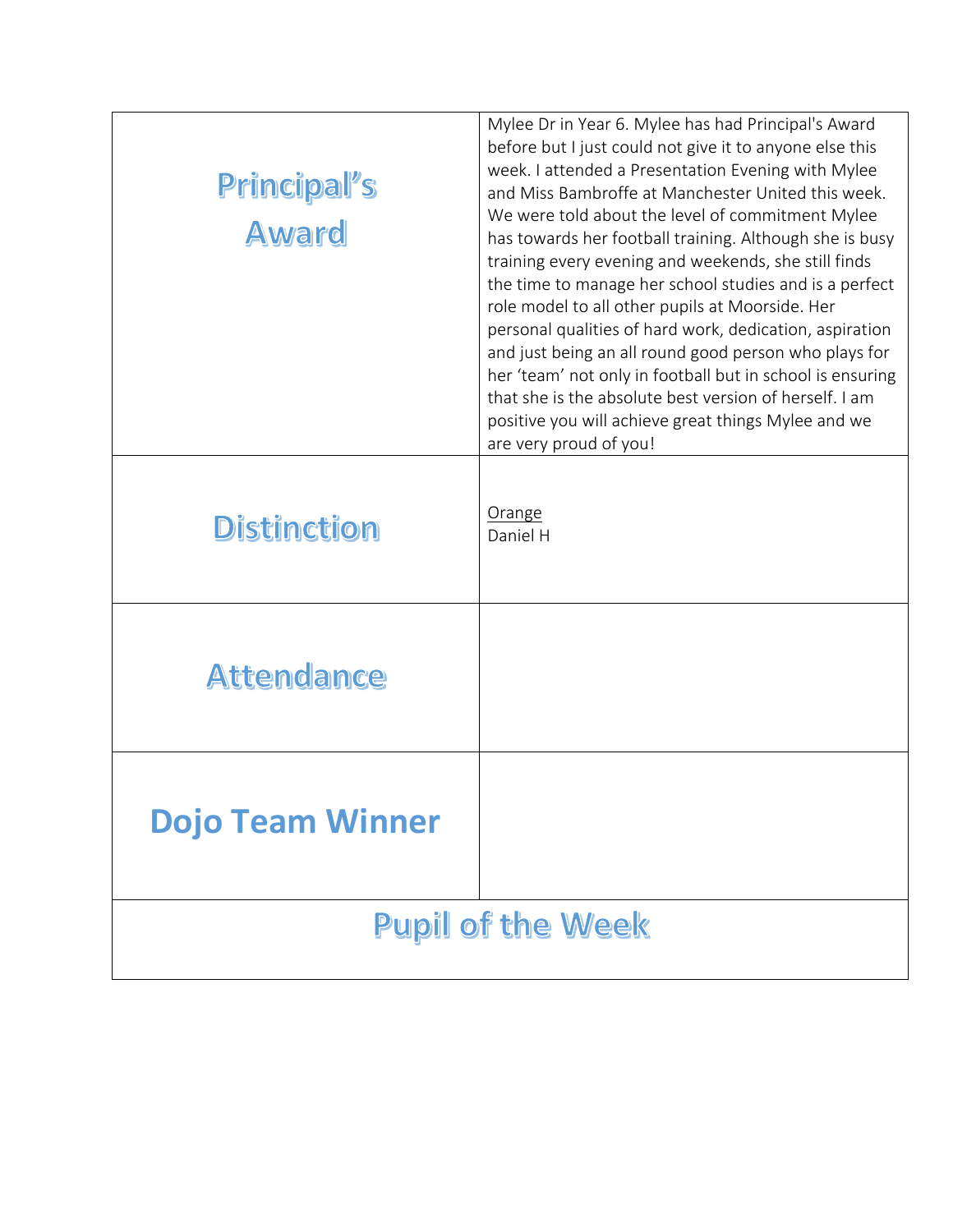| | |
|---|---|
| **Principal's Award** | Mylee Dr in Year 6. Mylee has had Principal's Award before but I just could not give it to anyone else this week. I attended a Presentation Evening with Mylee and Miss Bambroffe at Manchester United this week. We were told about the level of commitment Mylee has towards her football training. Although she is busy training every evening and weekends, she still finds the time to manage her school studies and is a perfect role model to all other pupils at Moorside. Her personal qualities of hard work, dedication, aspiration and just being an all round good person who plays for her 'team' not only in football but in school is ensuring that she is the absolute best version of herself. I am positive you will achieve great things Mylee and we are very proud of you! |
| **Distinction** | Orange<br>Daniel H |
| **Attendance** | |
| **Dojo Team Winner** | |
| **Pupil of the Week** | |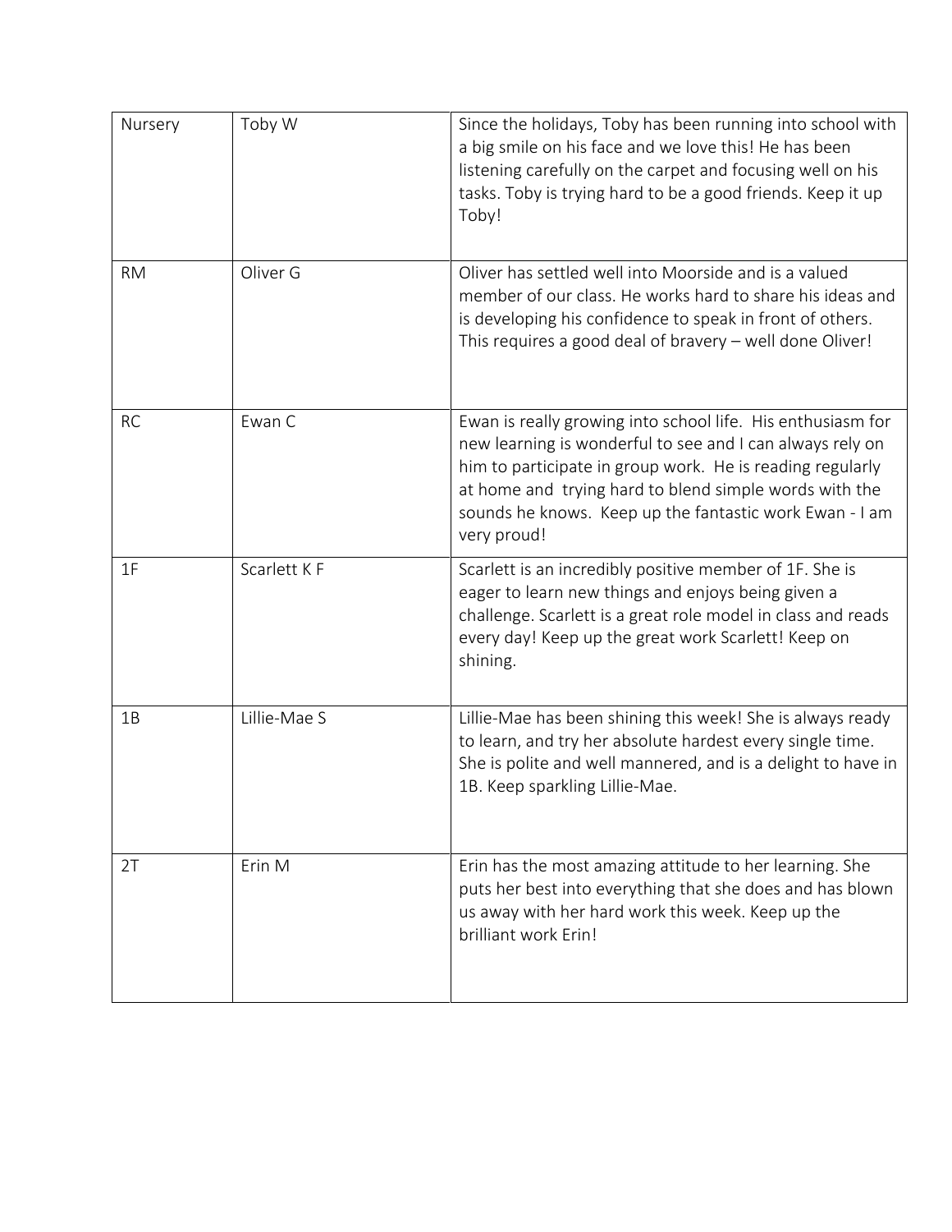| Nursery | Toby W | Since the holidays, Toby has been running into school with a big smile on his face and we love this! He has been listening carefully on the carpet and focusing well on his tasks. Toby is trying hard to be a good friends. Keep it up Toby! |
|---|---|---|
| RM | Oliver G | Oliver has settled well into Moorside and is a valued member of our class. He works hard to share his ideas and is developing his confidence to speak in front of others. This requires a good deal of bravery – well done Oliver! |
| RC | Ewan C | Ewan is really growing into school life. His enthusiasm for new learning is wonderful to see and I can always rely on him to participate in group work. He is reading regularly at home and trying hard to blend simple words with the sounds he knows. Keep up the fantastic work Ewan - I am very proud! |
| 1F | Scarlett K F | Scarlett is an incredibly positive member of 1F. She is eager to learn new things and enjoys being given a challenge. Scarlett is a great role model in class and reads every day! Keep up the great work Scarlett! Keep on shining. |
| 1B | Lillie-Mae S | Lillie-Mae has been shining this week! She is always ready to learn, and try her absolute hardest every single time. She is polite and well mannered, and is a delight to have in 1B. Keep sparkling Lillie-Mae. |
| 2T | Erin M | Erin has the most amazing attitude to her learning. She puts her best into everything that she does and has blown us away with her hard work this week. Keep up the brilliant work Erin! |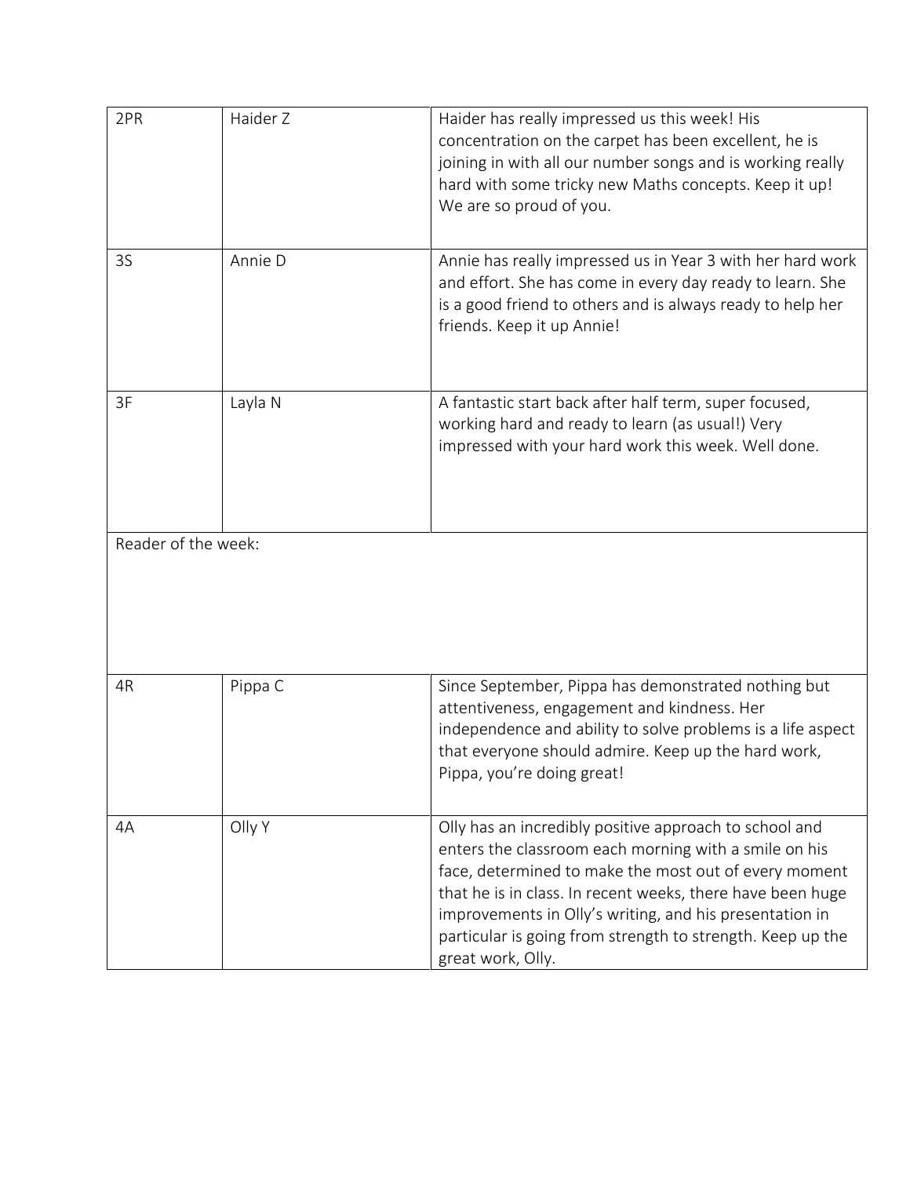| 2PR | Haider Z | Haider has really impressed us this week! His concentration on the carpet has been excellent, he is joining in with all our number songs and is working really hard with some tricky new Maths concepts. Keep it up! We are so proud of you. |
|---|---|---|
| 3S | Annie D | Annie has really impressed us in Year 3 with her hard work and effort. She has come in every day ready to learn. She is a good friend to others and is always ready to help her friends. Keep it up Annie! |
| 3F | Layla N | A fantastic start back after half term, super focused, working hard and ready to learn (as usual!) Very impressed with your hard work this week. Well done. |
| Reader of the week: | | |
| 4R | Pippa C | Since September, Pippa has demonstrated nothing but attentiveness, engagement and kindness. Her independence and ability to solve problems is a life aspect that everyone should admire. Keep up the hard work, Pippa, you're doing great! |
| 4A | Olly Y | Olly has an incredibly positive approach to school and enters the classroom each morning with a smile on his face, determined to make the most out of every moment that he is in class. In recent weeks, there have been huge improvements in Olly's writing, and his presentation in particular is going from strength to strength. Keep up the great work, Olly. |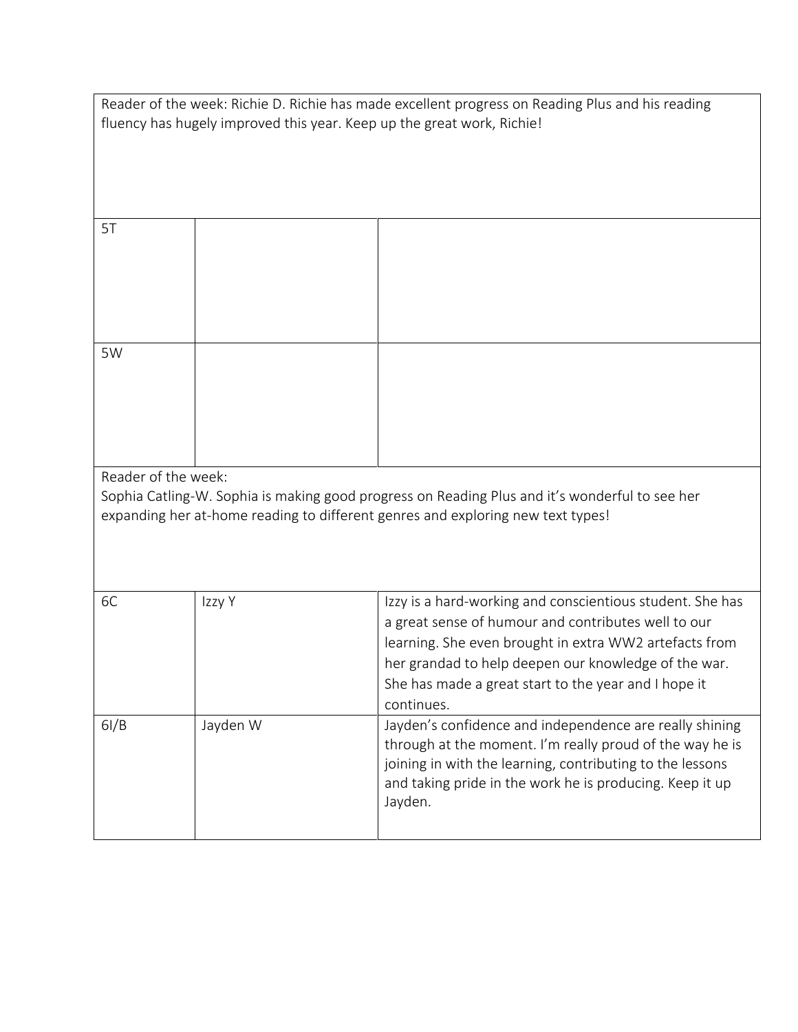| Reader of the week: Richie D. Richie has made excellent progress on Reading Plus and his reading fluency has hugely improved this year. Keep up the great work, Richie! | | |
|---|---|---|
| 5T | | |
| 5W | | |
| Reader of the week:<br>Sophia Catling-W. Sophia is making good progress on Reading Plus and it's wonderful to see her expanding her at-home reading to different genres and exploring new text types! | | |
| 6C | Izzy Y | Izzy is a hard-working and conscientious student. She has a great sense of humour and contributes well to our learning. She even brought in extra WW2 artefacts from her grandad to help deepen our knowledge of the war. She has made a great start to the year and I hope it continues. |
| 6I/B | Jayden W | Jayden's confidence and independence are really shining through at the moment. I'm really proud of the way he is joining in with the learning, contributing to the lessons and taking pride in the work he is producing. Keep it up Jayden. |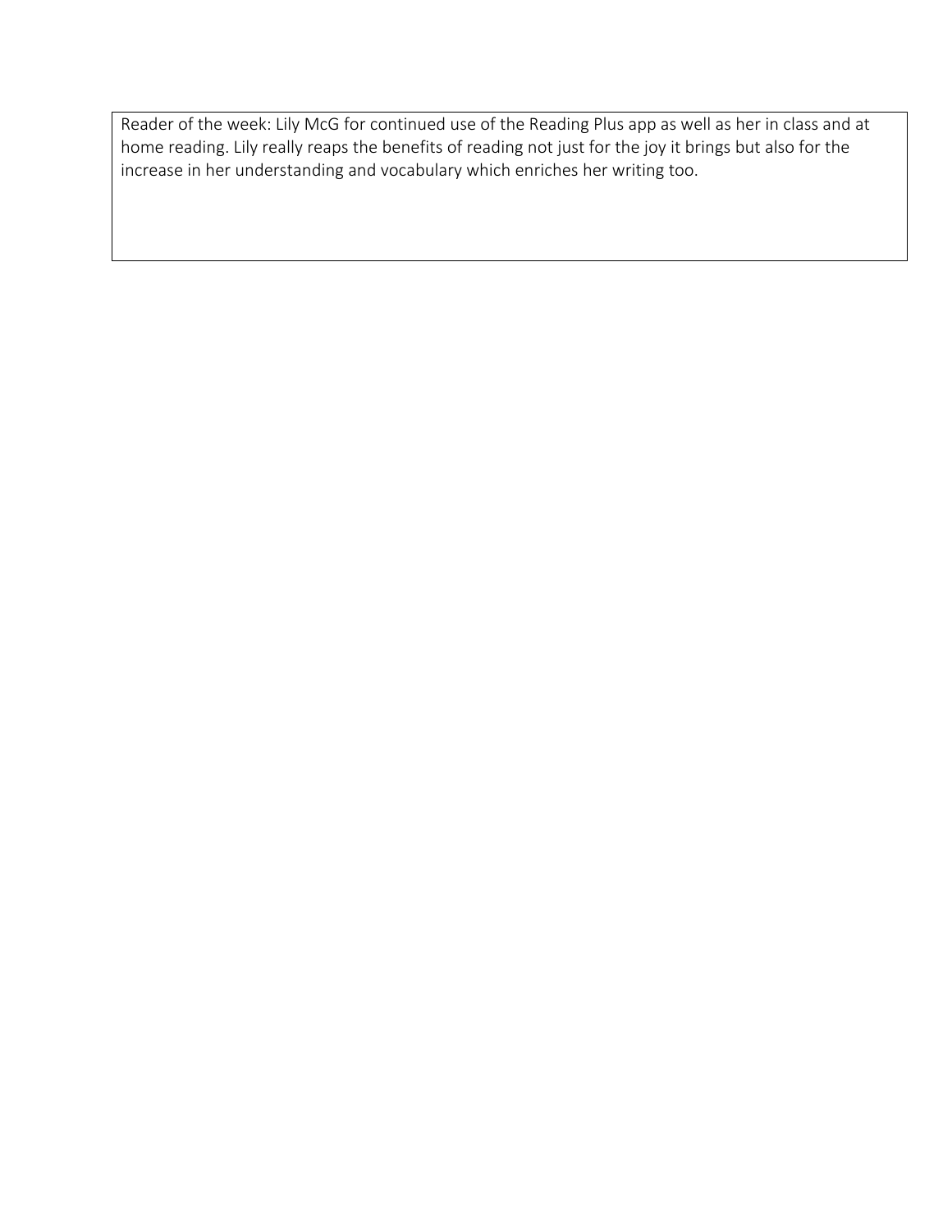Reader of the week: Lily McG for continued use of the Reading Plus app as well as her in class and at home reading. Lily really reaps the benefits of reading not just for the joy it brings but also for the increase in her understanding and vocabulary which enriches her writing too.